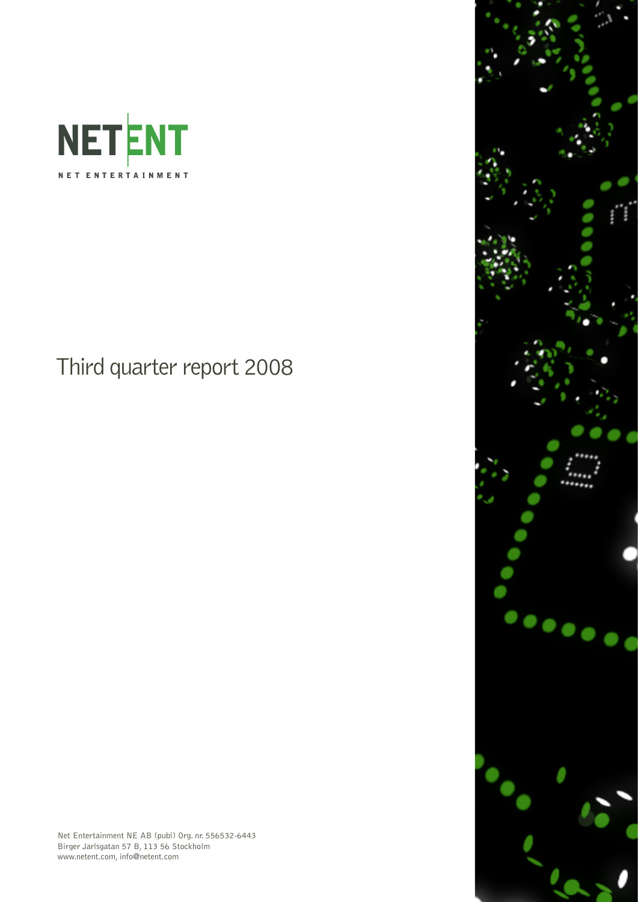NETENT

NET ENTERTAINMENT

# Third quarter report 2008

Net Entertainment NE AB (publ) Org. nr. 556532-6443
Birger Jarlsgatan 57 B, 113 56 Stockholm
www.netent.com, info@netent.com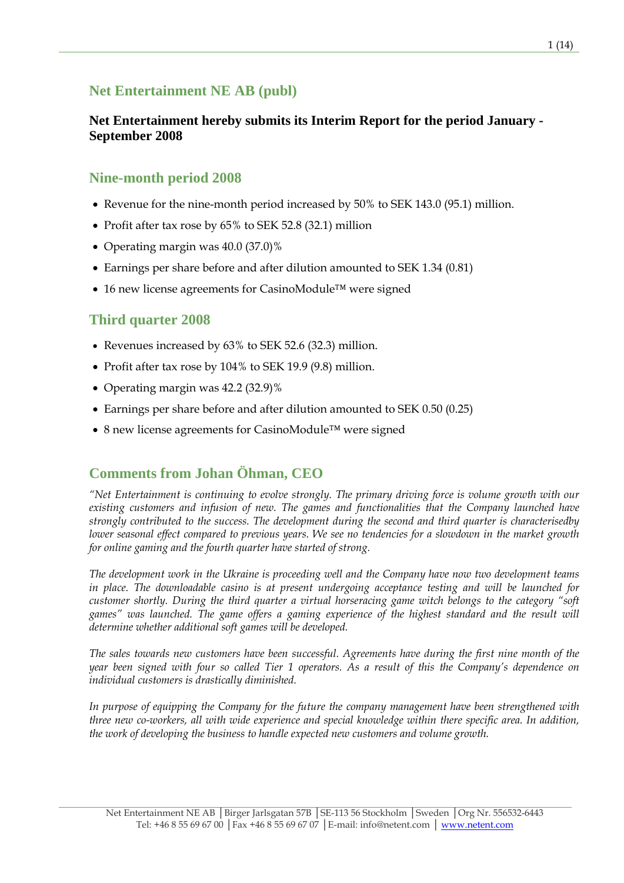# Net Entertainment NE AB (publ)

**Net Entertainment hereby submits its Interim Report for the period January - September 2008**

## Nine-month period 2008

- Revenue for the nine-month period increased by 50% to SEK 143.0 (95.1) million.
- Profit after tax rose by 65% to SEK 52.8 (32.1) million
- Operating margin was 40.0 (37.0)%
- Earnings per share before and after dilution amounted to SEK 1.34 (0.81)
- 16 new license agreements for CasinoModule™ were signed

## Third quarter 2008

- Revenues increased by 63% to SEK 52.6 (32.3) million.
- Profit after tax rose by 104% to SEK 19.9 (9.8) million.
- Operating margin was 42.2 (32.9)%
- Earnings per share before and after dilution amounted to SEK 0.50 (0.25)
- 8 new license agreements for CasinoModule™ were signed

## Comments from Johan Öhman, CEO

*"Net Entertainment is continuing to evolve strongly. The primary driving force is volume growth with our existing customers and infusion of new. The games and functionalities that the Company launched have strongly contributed to the success. The development during the second and third quarter is characterisedby lower seasonal effect compared to previous years. We see no tendencies for a slowdown in the market growth for online gaming and the fourth quarter have started of strong.*

*The development work in the Ukraine is proceeding well and the Company have now two development teams in place. The downloadable casino is at present undergoing acceptance testing and will be launched for customer shortly. During the third quarter a virtual horseracing game witch belongs to the category "soft games" was launched. The game offers a gaming experience of the highest standard and the result will determine whether additional soft games will be developed.*

*The sales towards new customers have been successful. Agreements have during the first nine month of the year been signed with four so called Tier 1 operators. As a result of this the Company's dependence on individual customers is drastically diminished.*

*In purpose of equipping the Company for the future the company management have been strengthened with three new co-workers, all with wide experience and special knowledge within there specific area. In addition, the work of developing the business to handle expected new customers and volume growth.*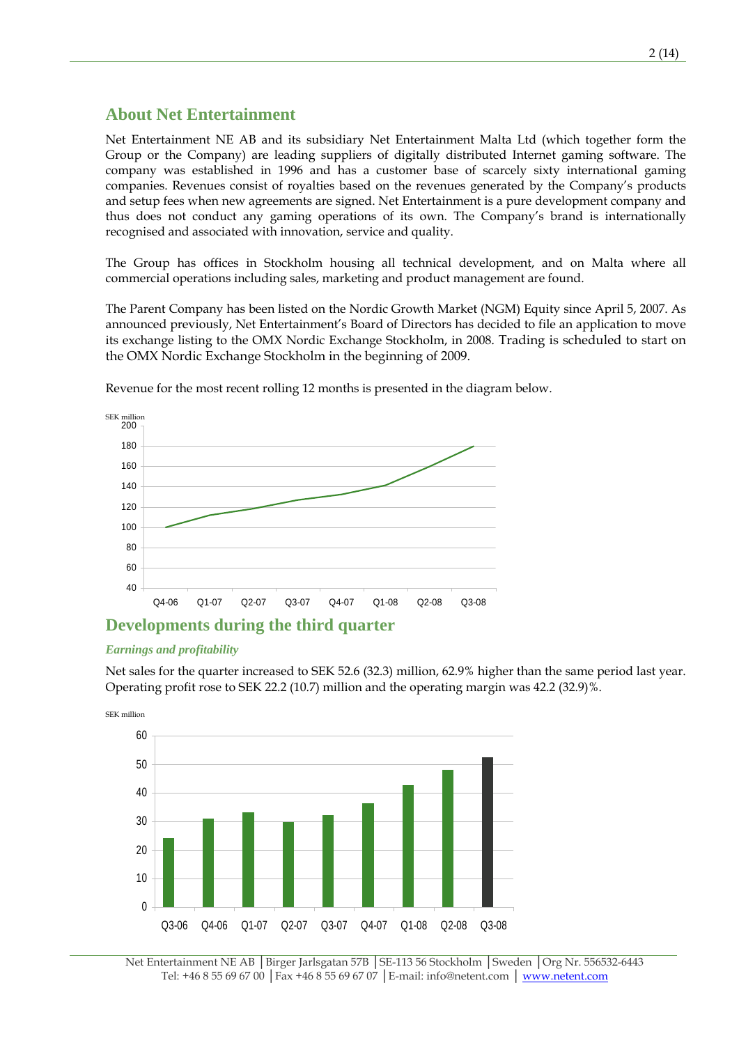## About Net Entertainment

Net Entertainment NE AB and its subsidiary Net Entertainment Malta Ltd (which together form the Group or the Company) are leading suppliers of digitally distributed Internet gaming software. The company was established in 1996 and has a customer base of scarcely sixty international gaming companies. Revenues consist of royalties based on the revenues generated by the Company's products and setup fees when new agreements are signed. Net Entertainment is a pure development company and thus does not conduct any gaming operations of its own. The Company's brand is internationally recognised and associated with innovation, service and quality.

The Group has offices in Stockholm housing all technical development, and on Malta where all commercial operations including sales, marketing and product management are found.

The Parent Company has been listed on the Nordic Growth Market (NGM) Equity since April 5, 2007. As announced previously, Net Entertainment's Board of Directors has decided to file an application to move its exchange listing to the OMX Nordic Exchange Stockholm, in 2008. Trading is scheduled to start on the OMX Nordic Exchange Stockholm in the beginning of 2009.

Revenue for the most recent rolling 12 months is presented in the diagram below.

SEK million

## Developments during the third quarter

### *Earnings and profitability*

Net sales for the quarter increased to SEK 52.6 (32.3) million, 62.9% higher than the same period last year. Operating profit rose to SEK 22.2 (10.7) million and the operating margin was 42.2 (32.9)%.

SEK million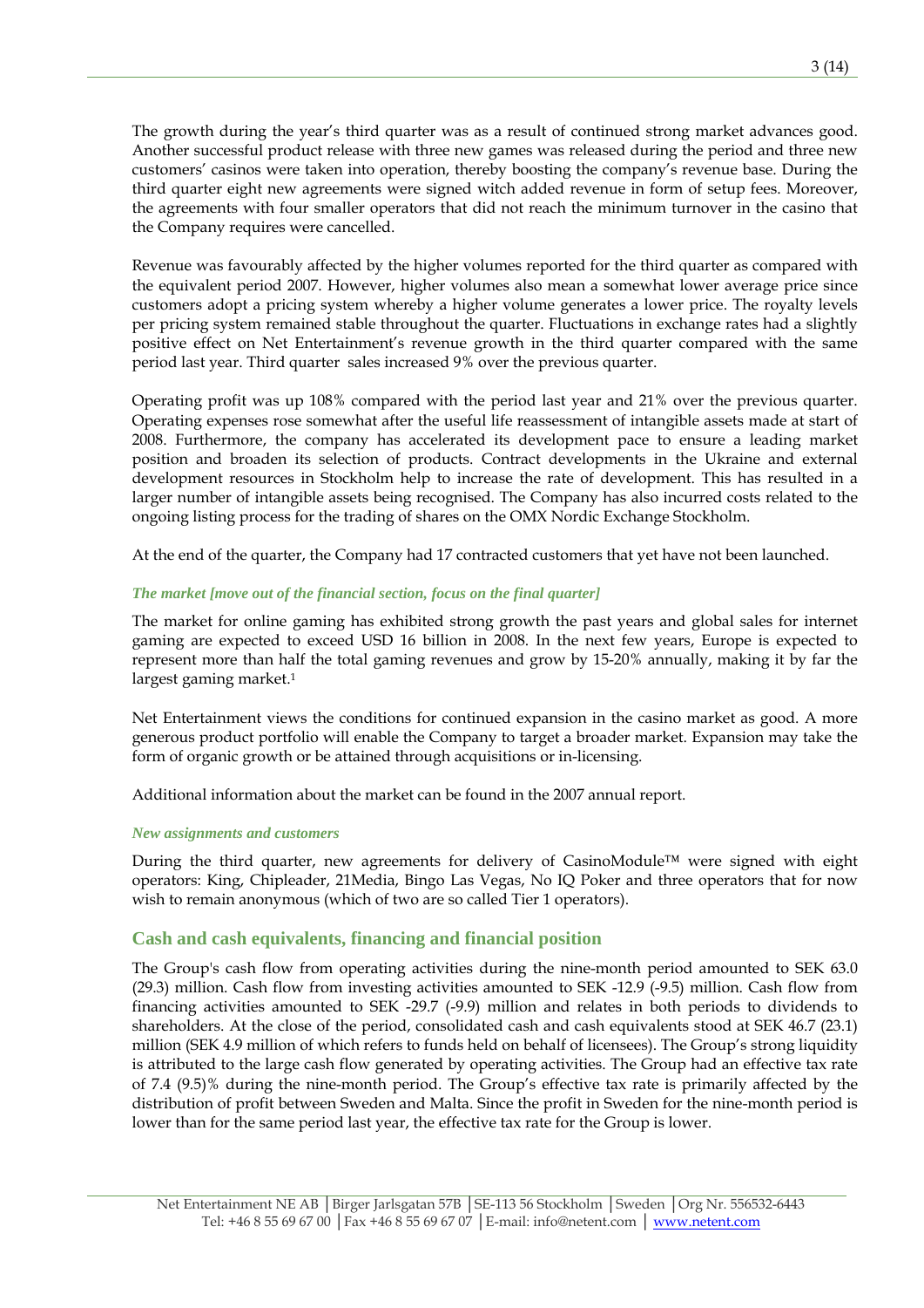The growth during the year's third quarter was as a result of continued strong market advances good. Another successful product release with three new games was released during the period and three new customers' casinos were taken into operation, thereby boosting the company's revenue base. During the third quarter eight new agreements were signed witch added revenue in form of setup fees. Moreover, the agreements with four smaller operators that did not reach the minimum turnover in the casino that the Company requires were cancelled.

Revenue was favourably affected by the higher volumes reported for the third quarter as compared with the equivalent period 2007. However, higher volumes also mean a somewhat lower average price since customers adopt a pricing system whereby a higher volume generates a lower price. The royalty levels per pricing system remained stable throughout the quarter. Fluctuations in exchange rates had a slightly positive effect on Net Entertainment's revenue growth in the third quarter compared with the same period last year. Third quarter sales increased 9% over the previous quarter.

Operating profit was up 108% compared with the period last year and 21% over the previous quarter. Operating expenses rose somewhat after the useful life reassessment of intangible assets made at start of 2008. Furthermore, the company has accelerated its development pace to ensure a leading market position and broaden its selection of products. Contract developments in the Ukraine and external development resources in Stockholm help to increase the rate of development. This has resulted in a larger number of intangible assets being recognised. The Company has also incurred costs related to the ongoing listing process for the trading of shares on the OMX Nordic Exchange Stockholm.

At the end of the quarter, the Company had 17 contracted customers that yet have not been launched.

### *The market [move out of the financial section, focus on the final quarter]*

The market for online gaming has exhibited strong growth the past years and global sales for internet gaming are expected to exceed USD 16 billion in 2008. In the next few years, Europe is expected to represent more than half the total gaming revenues and grow by 15-20% annually, making it by far the largest gaming market.[1]

Net Entertainment views the conditions for continued expansion in the casino market as good. A more generous product portfolio will enable the Company to target a broader market. Expansion may take the form of organic growth or be attained through acquisitions or in-licensing.

Additional information about the market can be found in the 2007 annual report.

### *New assignments and customers*

During the third quarter, new agreements for delivery of CasinoModule™ were signed with eight operators: King, Chipleader, 21Media, Bingo Las Vegas, No IQ Poker and three operators that for now wish to remain anonymous (which of two are so called Tier 1 operators).

## Cash and cash equivalents, financing and financial position

The Group's cash flow from operating activities during the nine-month period amounted to SEK 63.0 (29.3) million. Cash flow from investing activities amounted to SEK -12.9 (-9.5) million. Cash flow from financing activities amounted to SEK -29.7 (-9.9) million and relates in both periods to dividends to shareholders. At the close of the period, consolidated cash and cash equivalents stood at SEK 46.7 (23.1) million (SEK 4.9 million of which refers to funds held on behalf of licensees). The Group's strong liquidity is attributed to the large cash flow generated by operating activities. The Group had an effective tax rate of 7.4 (9.5)% during the nine-month period. The Group's effective tax rate is primarily affected by the distribution of profit between Sweden and Malta. Since the profit in Sweden for the nine-month period is lower than for the same period last year, the effective tax rate for the Group is lower.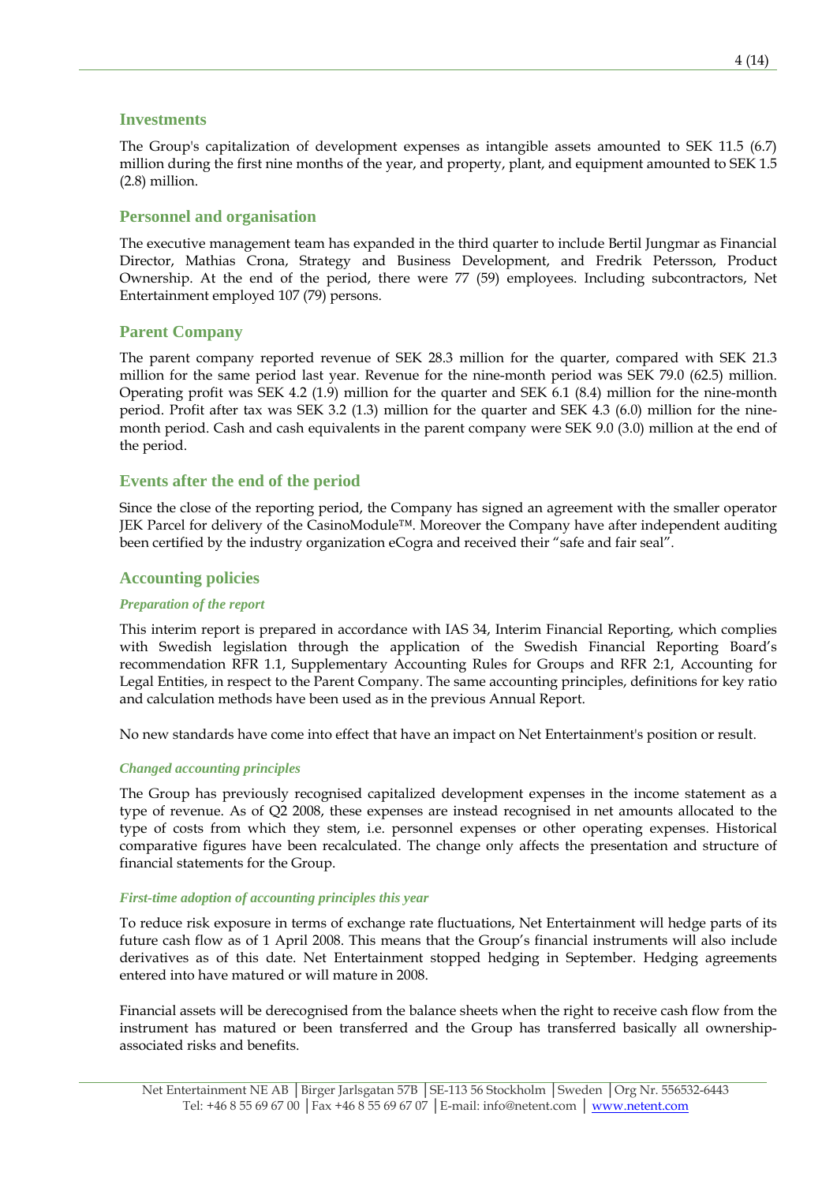## Investments

The Group's capitalization of development expenses as intangible assets amounted to SEK 11.5 (6.7) million during the first nine months of the year, and property, plant, and equipment amounted to SEK 1.5 (2.8) million.

## Personnel and organisation

The executive management team has expanded in the third quarter to include Bertil Jungmar as Financial Director, Mathias Crona, Strategy and Business Development, and Fredrik Petersson, Product Ownership. At the end of the period, there were 77 (59) employees. Including subcontractors, Net Entertainment employed 107 (79) persons.

## Parent Company

The parent company reported revenue of SEK 28.3 million for the quarter, compared with SEK 21.3 million for the same period last year. Revenue for the nine-month period was SEK 79.0 (62.5) million. Operating profit was SEK 4.2 (1.9) million for the quarter and SEK 6.1 (8.4) million for the nine-month period. Profit after tax was SEK 3.2 (1.3) million for the quarter and SEK 4.3 (6.0) million for the nine-month period. Cash and cash equivalents in the parent company were SEK 9.0 (3.0) million at the end of the period.

## Events after the end of the period

Since the close of the reporting period, the Company has signed an agreement with the smaller operator JEK Parcel for delivery of the CasinoModule™. Moreover the Company have after independent auditing been certified by the industry organization eCogra and received their "safe and fair seal".

## Accounting policies

### *Preparation of the report*

This interim report is prepared in accordance with IAS 34, Interim Financial Reporting, which complies with Swedish legislation through the application of the Swedish Financial Reporting Board's recommendation RFR 1.1, Supplementary Accounting Rules for Groups and RFR 2:1, Accounting for Legal Entities, in respect to the Parent Company. The same accounting principles, definitions for key ratio and calculation methods have been used as in the previous Annual Report.

No new standards have come into effect that have an impact on Net Entertainment's position or result.

### *Changed accounting principles*

The Group has previously recognised capitalized development expenses in the income statement as a type of revenue. As of Q2 2008, these expenses are instead recognised in net amounts allocated to the type of costs from which they stem, i.e. personnel expenses or other operating expenses. Historical comparative figures have been recalculated. The change only affects the presentation and structure of financial statements for the Group.

### *First-time adoption of accounting principles this year*

To reduce risk exposure in terms of exchange rate fluctuations, Net Entertainment will hedge parts of its future cash flow as of 1 April 2008. This means that the Group's financial instruments will also include derivatives as of this date. Net Entertainment stopped hedging in September. Hedging agreements entered into have matured or will mature in 2008.

Financial assets will be derecognised from the balance sheets when the right to receive cash flow from the instrument has matured or been transferred and the Group has transferred basically all ownership-associated risks and benefits.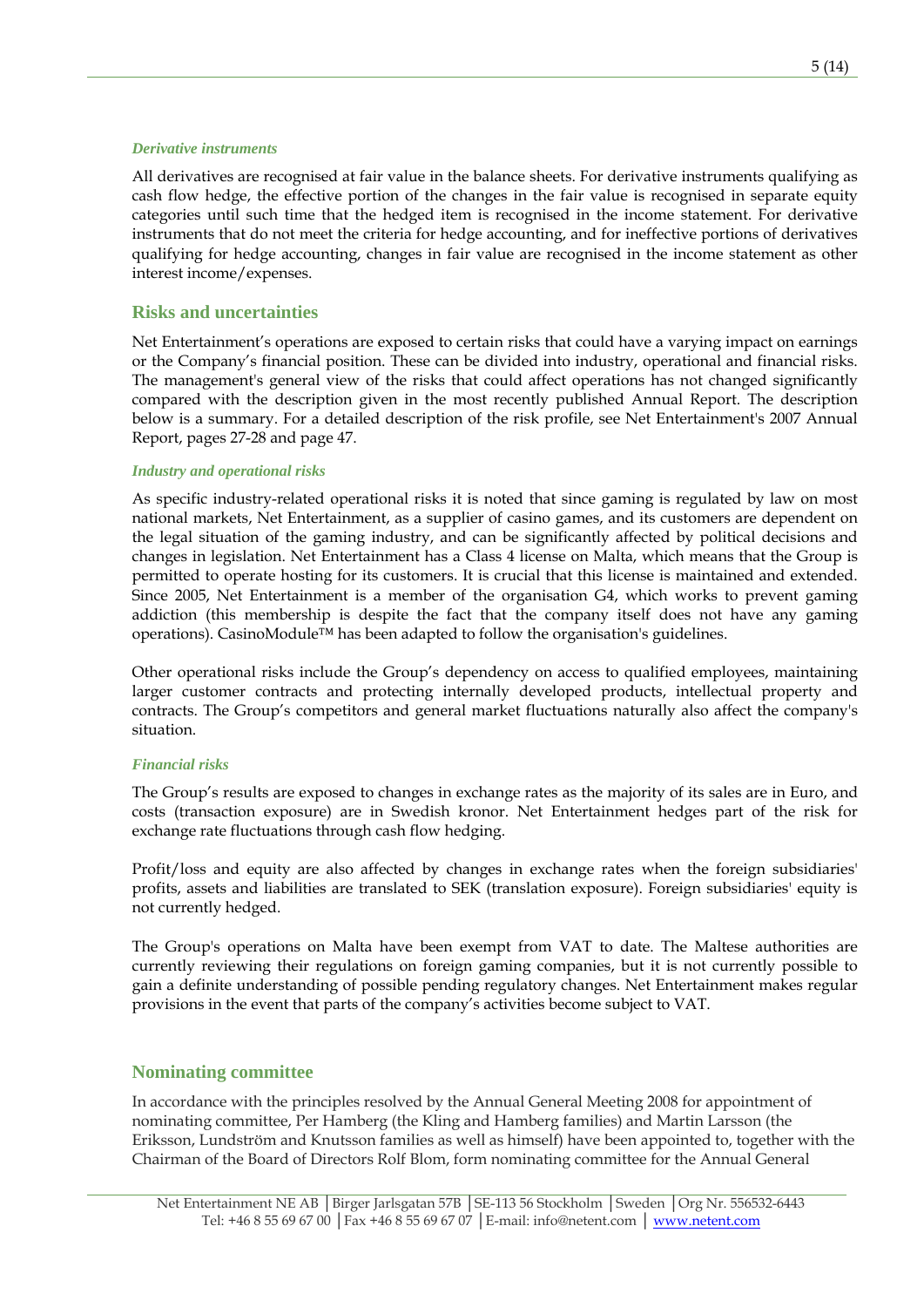### *Derivative instruments*

All derivatives are recognised at fair value in the balance sheets. For derivative instruments qualifying as cash flow hedge, the effective portion of the changes in the fair value is recognised in separate equity categories until such time that the hedged item is recognised in the income statement. For derivative instruments that do not meet the criteria for hedge accounting, and for ineffective portions of derivatives qualifying for hedge accounting, changes in fair value are recognised in the income statement as other interest income/expenses.

## Risks and uncertainties

Net Entertainment's operations are exposed to certain risks that could have a varying impact on earnings or the Company's financial position. These can be divided into industry, operational and financial risks. The management's general view of the risks that could affect operations has not changed significantly compared with the description given in the most recently published Annual Report. The description below is a summary. For a detailed description of the risk profile, see Net Entertainment's 2007 Annual Report, pages 27-28 and page 47.

### *Industry and operational risks*

As specific industry-related operational risks it is noted that since gaming is regulated by law on most national markets, Net Entertainment, as a supplier of casino games, and its customers are dependent on the legal situation of the gaming industry, and can be significantly affected by political decisions and changes in legislation. Net Entertainment has a Class 4 license on Malta, which means that the Group is permitted to operate hosting for its customers. It is crucial that this license is maintained and extended. Since 2005, Net Entertainment is a member of the organisation G4, which works to prevent gaming addiction (this membership is despite the fact that the company itself does not have any gaming operations). CasinoModule™ has been adapted to follow the organisation's guidelines.

Other operational risks include the Group's dependency on access to qualified employees, maintaining larger customer contracts and protecting internally developed products, intellectual property and contracts. The Group's competitors and general market fluctuations naturally also affect the company's situation.

### *Financial risks*

The Group's results are exposed to changes in exchange rates as the majority of its sales are in Euro, and costs (transaction exposure) are in Swedish kronor. Net Entertainment hedges part of the risk for exchange rate fluctuations through cash flow hedging.

Profit/loss and equity are also affected by changes in exchange rates when the foreign subsidiaries' profits, assets and liabilities are translated to SEK (translation exposure). Foreign subsidiaries' equity is not currently hedged.

The Group's operations on Malta have been exempt from VAT to date. The Maltese authorities are currently reviewing their regulations on foreign gaming companies, but it is not currently possible to gain a definite understanding of possible pending regulatory changes. Net Entertainment makes regular provisions in the event that parts of the company's activities become subject to VAT.

## Nominating committee

In accordance with the principles resolved by the Annual General Meeting 2008 for appointment of nominating committee, Per Hamberg (the Kling and Hamberg families) and Martin Larsson (the Eriksson, Lundström and Knutsson families as well as himself) have been appointed to, together with the Chairman of the Board of Directors Rolf Blom, form nominating committee for the Annual General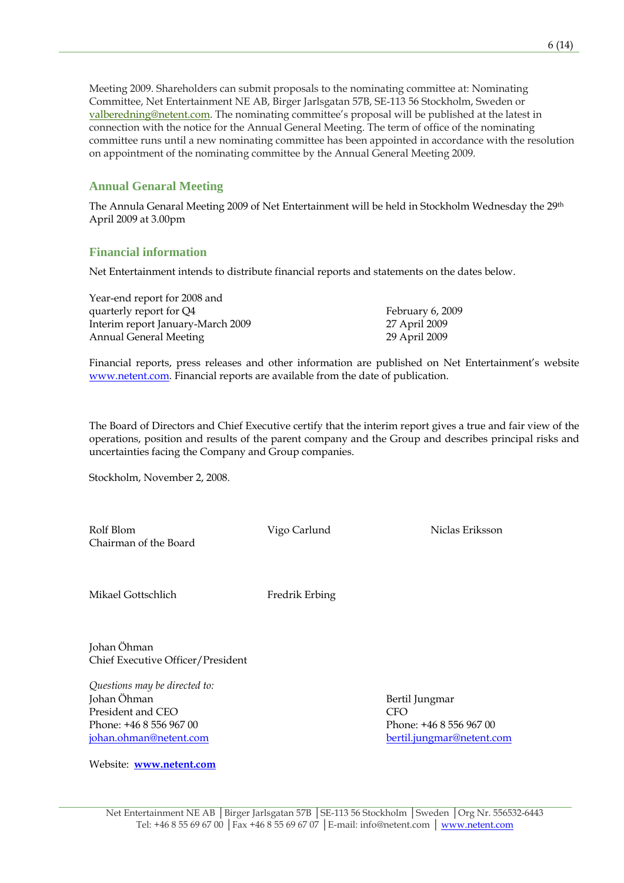Meeting 2009. Shareholders can submit proposals to the nominating committee at: Nominating Committee, Net Entertainment NE AB, Birger Jarlsgatan 57B, SE-113 56 Stockholm, Sweden or valberedning@netent.com. The nominating committee's proposal will be published at the latest in connection with the notice for the Annual General Meeting. The term of office of the nominating committee runs until a new nominating committee has been appointed in accordance with the resolution on appointment of the nominating committee by the Annual General Meeting 2009.

## Annual Genaral Meeting

The Annula Genaral Meeting 2009 of Net Entertainment will be held in Stockholm Wednesday the 29th April 2009 at 3.00pm

## Financial information

Net Entertainment intends to distribute financial reports and statements on the dates below.

| | |
|---|---|
| Year-end report for 2008 and quarterly report for Q4 | February 6, 2009 |
| Interim report January-March 2009 | 27 April 2009 |
| Annual General Meeting | 29 April 2009 |

Financial reports, press releases and other information are published on Net Entertainment's website www.netent.com. Financial reports are available from the date of publication.

The Board of Directors and Chief Executive certify that the interim report gives a true and fair view of the operations, position and results of the parent company and the Group and describes principal risks and uncertainties facing the Company and Group companies.

Stockholm, November 2, 2008.

Rolf Blom
Chairman of the Board

Vigo Carlund

Niclas Eriksson

Mikael Gottschlich

Fredrik Erbing

Johan Öhman
Chief Executive Officer/President

*Questions may be directed to:*

Johan Öhman
President and CEO
Phone: +46 8 556 967 00
johan.ohman@netent.com

Bertil Jungmar
CFO
Phone: +46 8 556 967 00
bertil.jungmar@netent.com

Website: **www.netent.com**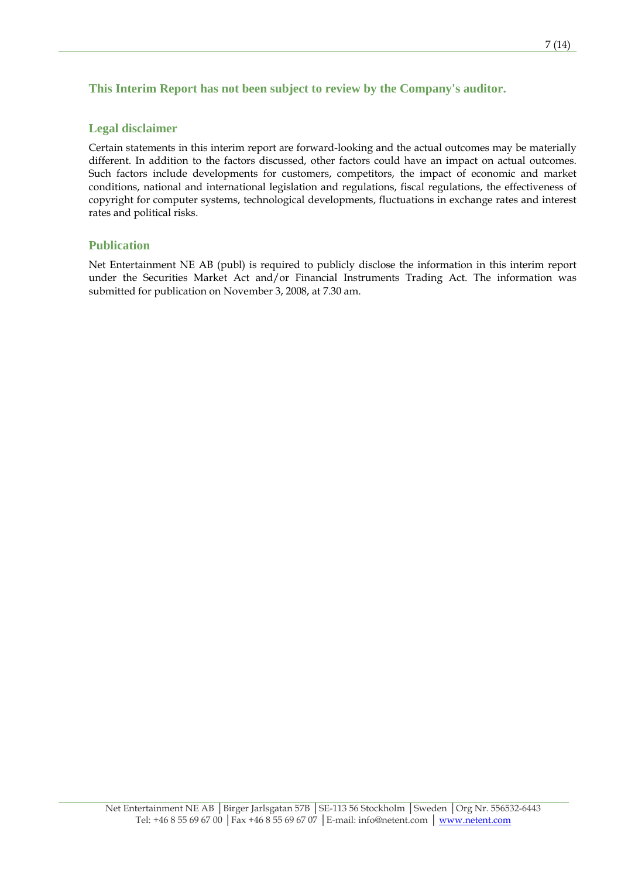**This Interim Report has not been subject to review by the Company's auditor.**

## Legal disclaimer

Certain statements in this interim report are forward-looking and the actual outcomes may be materially different. In addition to the factors discussed, other factors could have an impact on actual outcomes. Such factors include developments for customers, competitors, the impact of economic and market conditions, national and international legislation and regulations, fiscal regulations, the effectiveness of copyright for computer systems, technological developments, fluctuations in exchange rates and interest rates and political risks.

## Publication

Net Entertainment NE AB (publ) is required to publicly disclose the information in this interim report under the Securities Market Act and/or Financial Instruments Trading Act. The information was submitted for publication on November 3, 2008, at 7.30 am.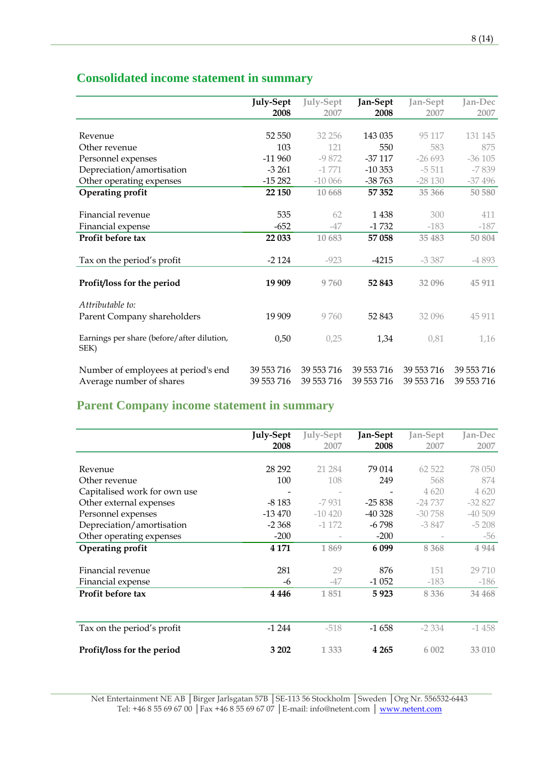## Consolidated income statement in summary

| | July-Sept 2008 | July-Sept 2007 | Jan-Sept 2008 | Jan-Sept 2007 | Jan-Dec 2007 |
|---|---|---|---|---|---|
| Revenue | 52 550 | 32 256 | 143 035 | 95 117 | 131 145 |
| Other revenue | 103 | 121 | 550 | 583 | 875 |
| Personnel expenses | -11 960 | -9 872 | -37 117 | -26 693 | -36 105 |
| Depreciation/amortisation | -3 261 | -1 771 | -10 353 | -5 511 | -7 839 |
| Other operating expenses | -15 282 | -10 066 | -38 763 | -28 130 | -37 496 |
| **Operating profit** | **22 150** | **10 668** | **57 352** | **35 366** | **50 580** |
| Financial revenue | 535 | 62 | 1 438 | 300 | 411 |
| Financial expense | -652 | -47 | -1 732 | -183 | -187 |
| **Profit before tax** | **22 033** | **10 683** | **57 058** | **35 483** | **50 804** |
| Tax on the period's profit | -2 124 | -923 | -4215 | -3 387 | -4 893 |
| **Profit/loss for the period** | **19 909** | **9 760** | **52 843** | **32 096** | **45 911** |
| *Attributable to:* | | | | | |
| Parent Company shareholders | 19 909 | 9 760 | 52 843 | 32 096 | 45 911 |
| Earnings per share (before/after dilution, SEK) | 0,50 | 0,25 | 1,34 | 0,81 | 1,16 |
| Number of employees at period's end | 39 553 716 | 39 553 716 | 39 553 716 | 39 553 716 | 39 553 716 |
| Average number of shares | 39 553 716 | 39 553 716 | 39 553 716 | 39 553 716 | 39 553 716 |

## Parent Company income statement in summary

| | July-Sept 2008 | July-Sept 2007 | Jan-Sept 2008 | Jan-Sept 2007 | Jan-Dec 2007 |
|---|---|---|---|---|---|
| Revenue | 28 292 | 21 284 | 79 014 | 62 522 | 78 050 |
| Other revenue | 100 | 108 | 249 | 568 | 874 |
| Capitalised work for own use | - | - | - | 4 620 | 4 620 |
| Other external expenses | -8 183 | -7 931 | -25 838 | -24 737 | -32 827 |
| Personnel expenses | -13 470 | -10 420 | -40 328 | -30 758 | -40 509 |
| Depreciation/amortisation | -2 368 | -1 172 | -6 798 | -3 847 | -5 208 |
| Other operating expenses | -200 | - | -200 | - | -56 |
| **Operating profit** | **4 171** | **1 869** | **6 099** | **8 368** | **4 944** |
| Financial revenue | 281 | 29 | 876 | 151 | 29 710 |
| Financial expense | -6 | -47 | -1 052 | -183 | -186 |
| **Profit before tax** | **4 446** | **1 851** | **5 923** | **8 336** | **34 468** |
| Tax on the period's profit | -1 244 | -518 | -1 658 | -2 334 | -1 458 |
| **Profit/loss for the period** | **3 202** | **1 333** | **4 265** | **6 002** | **33 010** |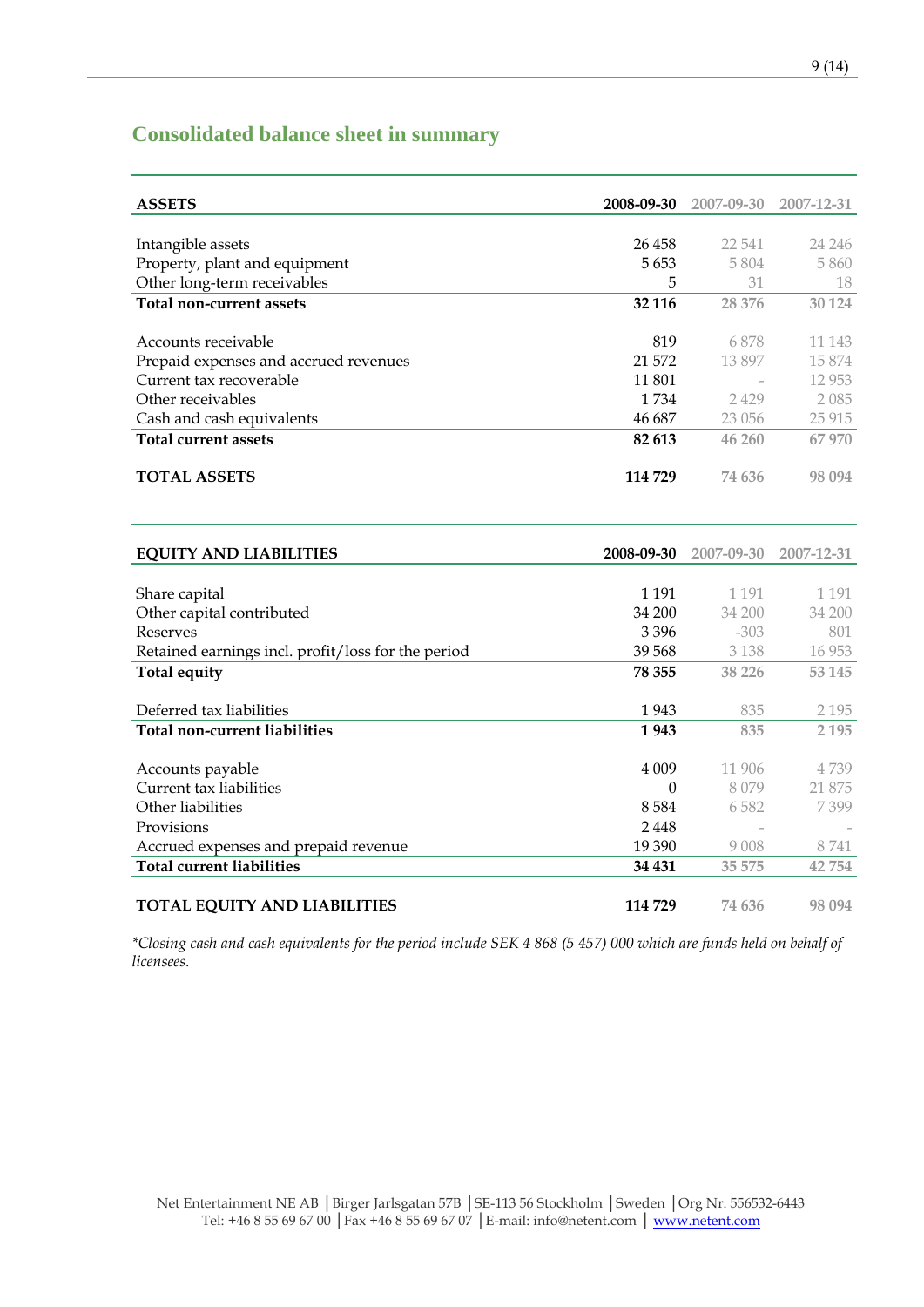## Consolidated balance sheet in summary

| **ASSETS** | **2008-09-30** | 2007-09-30 | 2007-12-31 |
|---|---|---|---|
| Intangible assets | 26 458 | 22 541 | 24 246 |
| Property, plant and equipment | 5 653 | 5 804 | 5 860 |
| Other long-term receivables | 5 | 31 | 18 |
| **Total non-current assets** | **32 116** | **28 376** | **30 124** |
| | | | |
| Accounts receivable | 819 | 6 878 | 11 143 |
| Prepaid expenses and accrued revenues | 21 572 | 13 897 | 15 874 |
| Current tax recoverable | 11 801 | - | 12 953 |
| Other receivables | 1 734 | 2 429 | 2 085 |
| Cash and cash equivalents | 46 687 | 23 056 | 25 915 |
| **Total current assets** | **82 613** | **46 260** | **67 970** |
| | | | |
| **TOTAL ASSETS** | **114 729** | **74 636** | **98 094** |

| **EQUITY AND LIABILITIES** | **2008-09-30** | 2007-09-30 | 2007-12-31 |
|---|---|---|---|
| Share capital | 1 191 | 1 191 | 1 191 |
| Other capital contributed | 34 200 | 34 200 | 34 200 |
| Reserves | 3 396 | -303 | 801 |
| Retained earnings incl. profit/loss for the period | 39 568 | 3 138 | 16 953 |
| **Total equity** | **78 355** | **38 226** | **53 145** |
| | | | |
| Deferred tax liabilities | 1 943 | 835 | 2 195 |
| **Total non-current liabilities** | **1 943** | **835** | **2 195** |
| | | | |
| Accounts payable | 4 009 | 11 906 | 4 739 |
| Current tax liabilities | 0 | 8 079 | 21 875 |
| Other liabilities | 8 584 | 6 582 | 7 399 |
| Provisions | 2 448 | - | - |
| Accrued expenses and prepaid revenue | 19 390 | 9 008 | 8 741 |
| **Total current liabilities** | **34 431** | **35 575** | **42 754** |
| | | | |
| **TOTAL EQUITY AND LIABILITIES** | **114 729** | **74 636** | **98 094** |

*\*Closing cash and cash equivalents for the period include SEK 4 868 (5 457) 000 which are funds held on behalf of licensees.*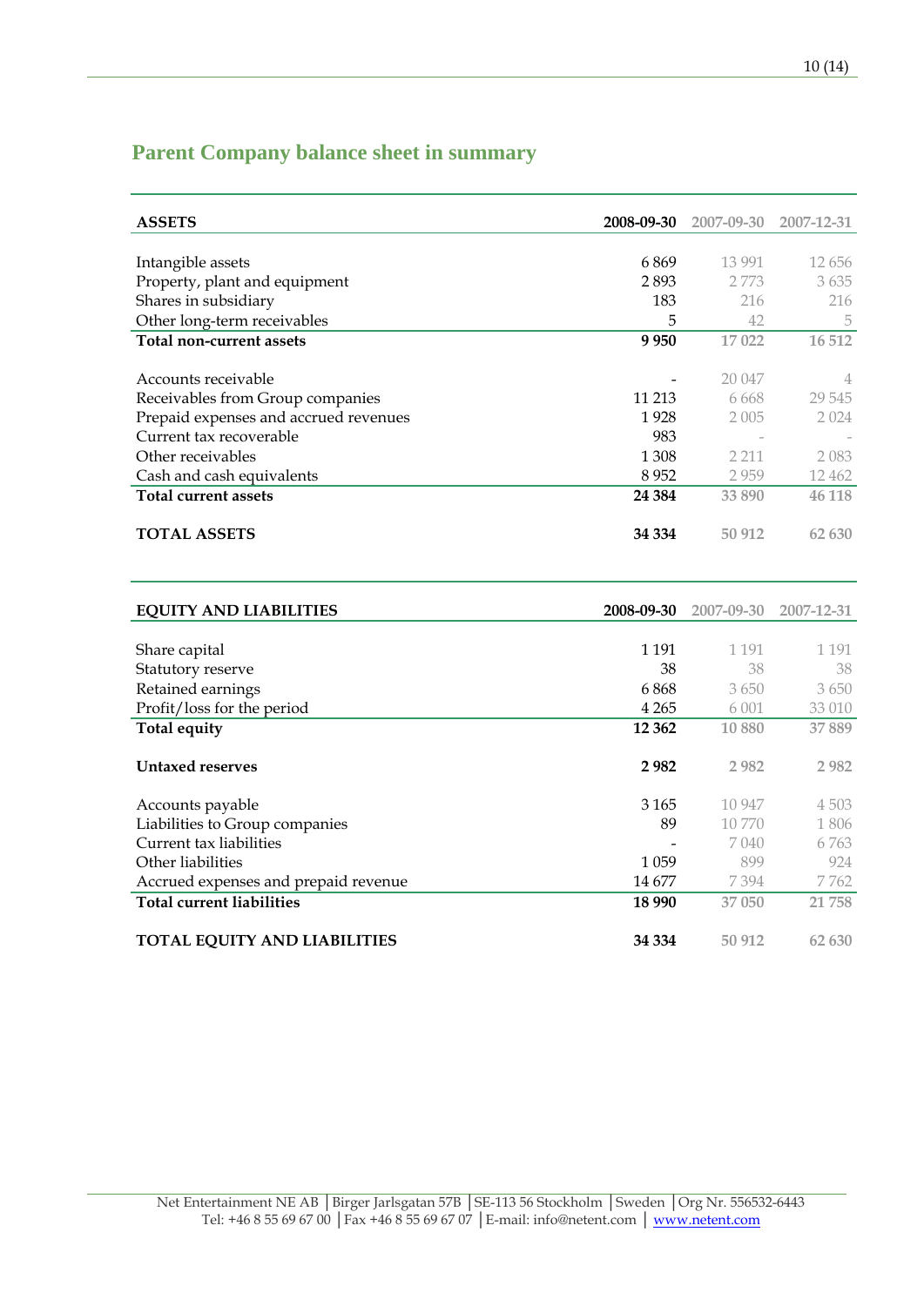## Parent Company balance sheet in summary

| **ASSETS** | **2008-09-30** | 2007-09-30 | 2007-12-31 |
|---|---|---|---|
| Intangible assets | 6 869 | 13 991 | 12 656 |
| Property, plant and equipment | 2 893 | 2 773 | 3 635 |
| Shares in subsidiary | 183 | 216 | 216 |
| Other long-term receivables | 5 | 42 | 5 |
| **Total non-current assets** | **9 950** | **17 022** | **16 512** |
| | | | |
| Accounts receivable | - | 20 047 | 4 |
| Receivables from Group companies | 11 213 | 6 668 | 29 545 |
| Prepaid expenses and accrued revenues | 1 928 | 2 005 | 2 024 |
| Current tax recoverable | 983 | - | - |
| Other receivables | 1 308 | 2 211 | 2 083 |
| Cash and cash equivalents | 8 952 | 2 959 | 12 462 |
| **Total current assets** | **24 384** | **33 890** | **46 118** |
| | | | |
| **TOTAL ASSETS** | **34 334** | **50 912** | **62 630** |

| **EQUITY AND LIABILITIES** | **2008-09-30** | 2007-09-30 | 2007-12-31 |
|---|---|---|---|
| Share capital | 1 191 | 1 191 | 1 191 |
| Statutory reserve | 38 | 38 | 38 |
| Retained earnings | 6 868 | 3 650 | 3 650 |
| Profit/loss for the period | 4 265 | 6 001 | 33 010 |
| **Total equity** | **12 362** | **10 880** | **37 889** |
| | | | |
| **Untaxed reserves** | **2 982** | **2 982** | **2 982** |
| | | | |
| Accounts payable | 3 165 | 10 947 | 4 503 |
| Liabilities to Group companies | 89 | 10 770 | 1 806 |
| Current tax liabilities | - | 7 040 | 6 763 |
| Other liabilities | 1 059 | 899 | 924 |
| Accrued expenses and prepaid revenue | 14 677 | 7 394 | 7 762 |
| **Total current liabilities** | **18 990** | **37 050** | **21 758** |
| | | | |
| **TOTAL EQUITY AND LIABILITIES** | **34 334** | **50 912** | **62 630** |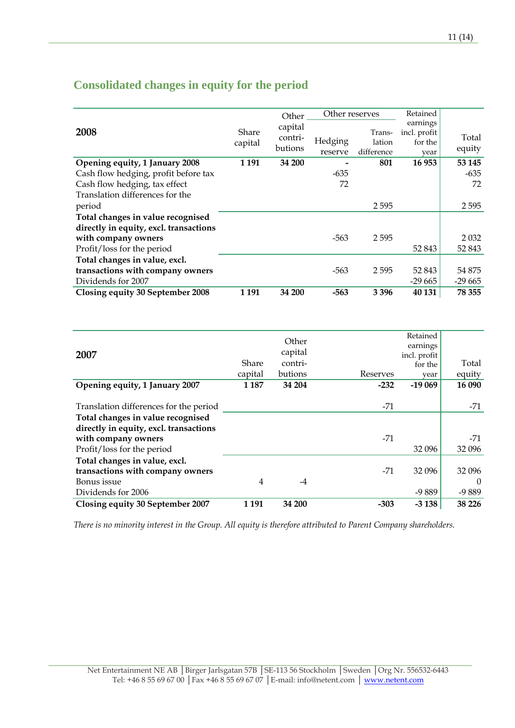## Consolidated changes in equity for the period

| 2008 | Share capital | Other capital contri-butions | Other reserves | | Retained earnings incl. profit for the year | Total equity |
|---|---|---|---|---|---|---|
| | | | Hedging reserve | Trans-lation difference | | |
| **Opening equity, 1 January 2008** | **1 191** | **34 200** | **-** | **801** | **16 953** | **53 145** |
| Cash flow hedging, profit before tax | | | -635 | | | -635 |
| Cash flow hedging, tax effect | | | 72 | | | 72 |
| Translation differences for the period | | | | 2 595 | | 2 595 |
| **Total changes in value recognised directly in equity, excl. transactions with company owners** | | | -563 | 2 595 | | 2 032 |
| Profit/loss for the period | | | | | 52 843 | 52 843 |
| **Total changes in value, excl. transactions with company owners** | | | -563 | 2 595 | 52 843 | 54 875 |
| Dividends for 2007 | | | | | -29 665 | -29 665 |
| **Closing equity 30 September 2008** | **1 191** | **34 200** | **-563** | **3 396** | **40 131** | **78 355** |

| 2007 | Share capital | Other capital contri-butions | Reserves | Retained earnings incl. profit for the year | Total equity |
|---|---|---|---|---|---|
| **Opening equity, 1 January 2007** | **1 187** | **34 204** | **-232** | **-19 069** | **16 090** |
| Translation differences for the period | | | -71 | | -71 |
| **Total changes in value recognised directly in equity, excl. transactions with company owners** | | | -71 | | -71 |
| Profit/loss for the period | | | | 32 096 | 32 096 |
| **Total changes in value, excl. transactions with company owners** | | | -71 | 32 096 | 32 096 |
| Bonus issue | 4 | -4 | | | 0 |
| Dividends for 2006 | | | | -9 889 | -9 889 |
| **Closing equity 30 September 2007** | **1 191** | **34 200** | **-303** | **-3 138** | **38 226** |

*There is no minority interest in the Group. All equity is therefore attributed to Parent Company shareholders.*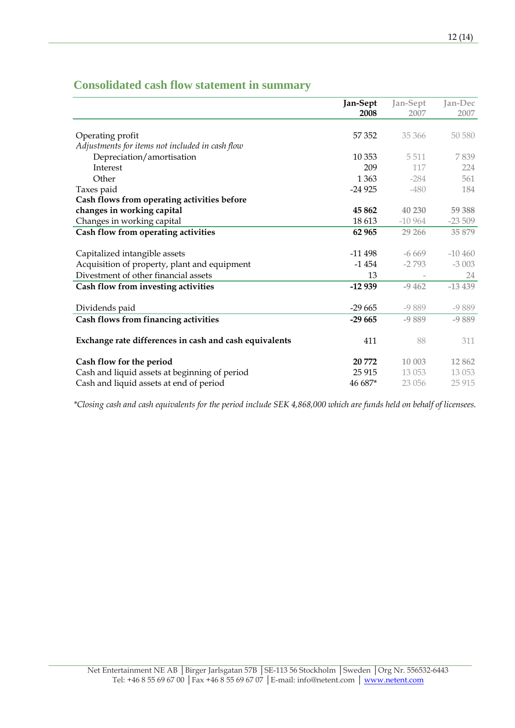## Consolidated cash flow statement in summary

| | Jan-Sept 2008 | Jan-Sept 2007 | Jan-Dec 2007 |
|---|---|---|---|
| Operating profit | 57 352 | 35 366 | 50 580 |
| *Adjustments for items not included in cash flow* | | | |
| Depreciation/amortisation | 10 353 | 5 511 | 7 839 |
| Interest | 209 | 117 | 224 |
| Other | 1 363 | -284 | 561 |
| Taxes paid | -24 925 | -480 | 184 |
| **Cash flows from operating activities before changes in working capital** | **45 862** | **40 230** | **59 388** |
| Changes in working capital | 18 613 | -10 964 | -23 509 |
| **Cash flow from operating activities** | **62 965** | **29 266** | **35 879** |
| | | | |
| Capitalized intangible assets | -11 498 | -6 669 | -10 460 |
| Acquisition of property, plant and equipment | -1 454 | -2 793 | -3 003 |
| Divestment of other financial assets | 13 | - | 24 |
| **Cash flow from investing activities** | **-12 939** | **-9 462** | **-13 439** |
| | | | |
| Dividends paid | -29 665 | -9 889 | -9 889 |
| **Cash flows from financing activities** | **-29 665** | **-9 889** | **-9 889** |
| | | | |
| **Exchange rate differences in cash and cash equivalents** | 411 | 88 | 311 |
| | | | |
| **Cash flow for the period** | **20 772** | **10 003** | **12 862** |
| Cash and liquid assets at beginning of period | 25 915 | 13 053 | 13 053 |
| Cash and liquid assets at end of period | 46 687* | 23 056 | 25 915 |

*\*Closing cash and cash equivalents for the period include SEK 4,868,000 which are funds held on behalf of licensees.*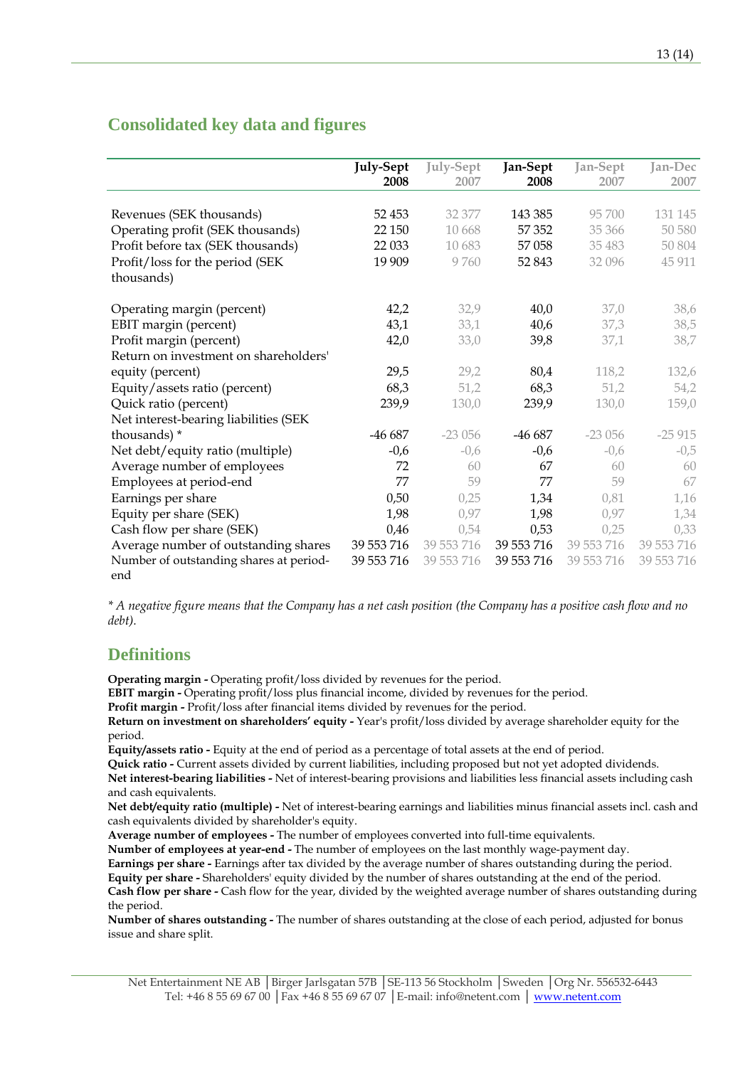## Consolidated key data and figures

| | July-Sept 2008 | July-Sept 2007 | Jan-Sept 2008 | Jan-Sept 2007 | Jan-Dec 2007 |
|---|---|---|---|---|---|
| Revenues (SEK thousands) | 52 453 | 32 377 | 143 385 | 95 700 | 131 145 |
| Operating profit (SEK thousands) | 22 150 | 10 668 | 57 352 | 35 366 | 50 580 |
| Profit before tax (SEK thousands) | 22 033 | 10 683 | 57 058 | 35 483 | 50 804 |
| Profit/loss for the period (SEK thousands) | 19 909 | 9 760 | 52 843 | 32 096 | 45 911 |
| Operating margin (percent) | 42,2 | 32,9 | 40,0 | 37,0 | 38,6 |
| EBIT margin (percent) | 43,1 | 33,1 | 40,6 | 37,3 | 38,5 |
| Profit margin (percent) | 42,0 | 33,0 | 39,8 | 37,1 | 38,7 |
| Return on investment on shareholders' equity (percent) | 29,5 | 29,2 | 80,4 | 118,2 | 132,6 |
| Equity/assets ratio (percent) | 68,3 | 51,2 | 68,3 | 51,2 | 54,2 |
| Quick ratio (percent) | 239,9 | 130,0 | 239,9 | 130,0 | 159,0 |
| Net interest-bearing liabilities (SEK thousands) * | -46 687 | -23 056 | -46 687 | -23 056 | -25 915 |
| Net debt/equity ratio (multiple) | -0,6 | -0,6 | -0,6 | -0,6 | -0,5 |
| Average number of employees | 72 | 60 | 67 | 60 | 60 |
| Employees at period-end | 77 | 59 | 77 | 59 | 67 |
| Earnings per share | 0,50 | 0,25 | 1,34 | 0,81 | 1,16 |
| Equity per share (SEK) | 1,98 | 0,97 | 1,98 | 0,97 | 1,34 |
| Cash flow per share (SEK) | 0,46 | 0,54 | 0,53 | 0,25 | 0,33 |
| Average number of outstanding shares | 39 553 716 | 39 553 716 | 39 553 716 | 39 553 716 | 39 553 716 |
| Number of outstanding shares at period-end | 39 553 716 | 39 553 716 | 39 553 716 | 39 553 716 | 39 553 716 |

*\* A negative figure means that the Company has a net cash position (the Company has a positive cash flow and no debt).*

## Definitions

**Operating margin -** Operating profit/loss divided by revenues for the period.
**EBIT margin -** Operating profit/loss plus financial income, divided by revenues for the period.
**Profit margin -** Profit/loss after financial items divided by revenues for the period.
**Return on investment on shareholders' equity -** Year's profit/loss divided by average shareholder equity for the period.
**Equity/assets ratio -** Equity at the end of period as a percentage of total assets at the end of period.
**Quick ratio -** Current assets divided by current liabilities, including proposed but not yet adopted dividends.
**Net interest-bearing liabilities -** Net of interest-bearing provisions and liabilities less financial assets including cash and cash equivalents.
**Net debt/equity ratio (multiple) -** Net of interest-bearing earnings and liabilities minus financial assets incl. cash and cash equivalents divided by shareholder's equity.
**Average number of employees -** The number of employees converted into full-time equivalents.
**Number of employees at year-end -** The number of employees on the last monthly wage-payment day.
**Earnings per share -** Earnings after tax divided by the average number of shares outstanding during the period.
**Equity per share -** Shareholders' equity divided by the number of shares outstanding at the end of the period.
**Cash flow per share -** Cash flow for the year, divided by the weighted average number of shares outstanding during the period.
**Number of shares outstanding -** The number of shares outstanding at the close of each period, adjusted for bonus issue and share split.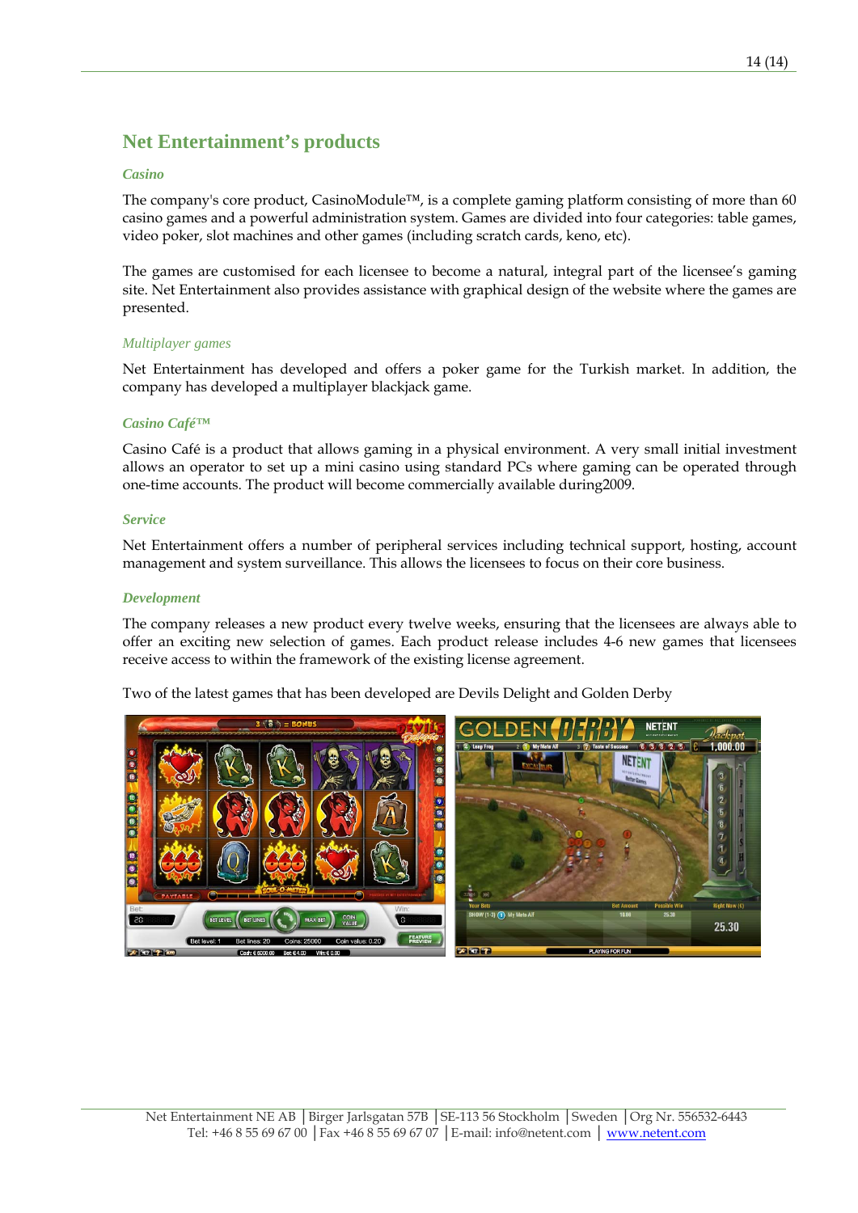## Net Entertainment's products

### *Casino*

The company's core product, CasinoModule™, is a complete gaming platform consisting of more than 60 casino games and a powerful administration system. Games are divided into four categories: table games, video poker, slot machines and other games (including scratch cards, keno, etc).

The games are customised for each licensee to become a natural, integral part of the licensee's gaming site. Net Entertainment also provides assistance with graphical design of the website where the games are presented.

*Multiplayer games*

Net Entertainment has developed and offers a poker game for the Turkish market. In addition, the company has developed a multiplayer blackjack game.

### *Casino Café™*

Casino Café is a product that allows gaming in a physical environment. A very small initial investment allows an operator to set up a mini casino using standard PCs where gaming can be operated through one-time accounts. The product will become commercially available during2009.

### *Service*

Net Entertainment offers a number of peripheral services including technical support, hosting, account management and system surveillance. This allows the licensees to focus on their core business.

### *Development*

The company releases a new product every twelve weeks, ensuring that the licensees are always able to offer an exciting new selection of games. Each product release includes 4-6 new games that licensees receive access to within the framework of the existing license agreement.

Two of the latest games that has been developed are Devils Delight and Golden Derby

Net Entertainment NE AB | Birger Jarlsgatan 57B | SE-113 56 Stockholm | Sweden | Org Nr. 556532-6443
Tel: +46 8 55 69 67 00 | Fax +46 8 55 69 67 07 | E-mail: info@netent.com | www.netent.com